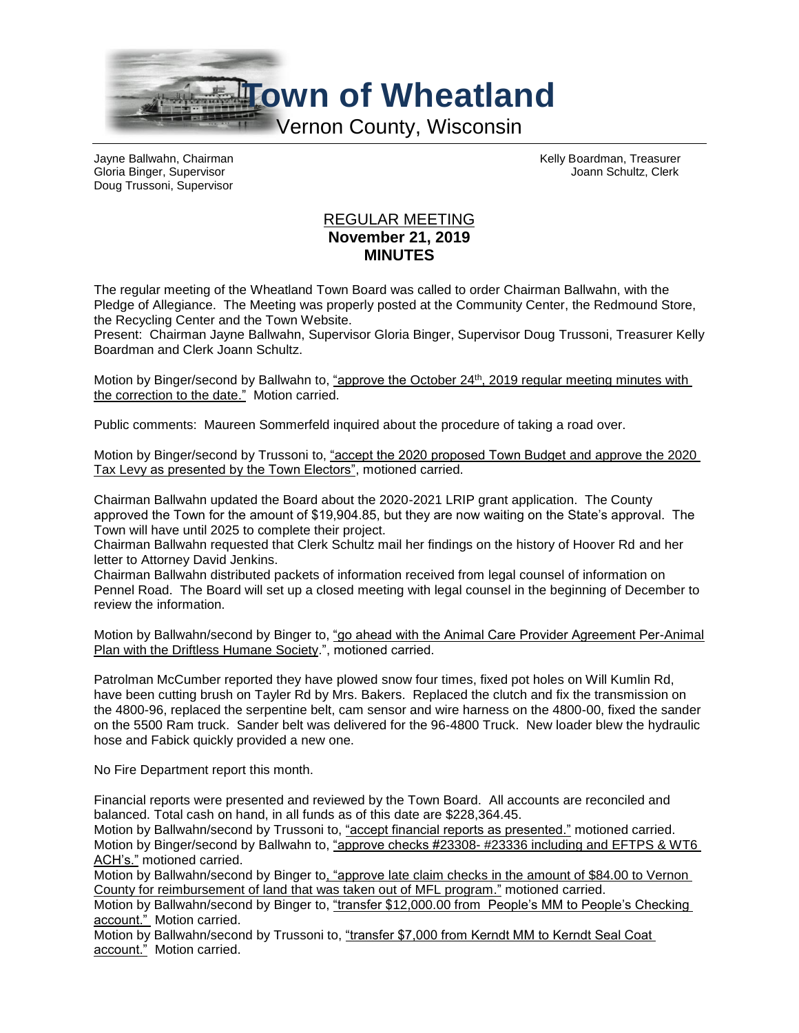# Town of Wheatland

Vernon County, Wisconsin

Jayne Ballwahn, Chairman
Gloria Binger, Supervisor
Doug Trussoni, Supervisor

Kelly Boardman, Treasurer
Joann Schultz, Clerk

## REGULAR MEETING
## November 21, 2019
## MINUTES

The regular meeting of the Wheatland Town Board was called to order Chairman Ballwahn, with the Pledge of Allegiance. The Meeting was properly posted at the Community Center, the Redmound Store, the Recycling Center and the Town Website.

Present: Chairman Jayne Ballwahn, Supervisor Gloria Binger, Supervisor Doug Trussoni, Treasurer Kelly Boardman and Clerk Joann Schultz.

Motion by Binger/second by Ballwahn to, "approve the October 24th, 2019 regular meeting minutes with the correction to the date." Motion carried.

Public comments: Maureen Sommerfeld inquired about the procedure of taking a road over.

Motion by Binger/second by Trussoni to, "accept the 2020 proposed Town Budget and approve the 2020 Tax Levy as presented by the Town Electors", motioned carried.

Chairman Ballwahn updated the Board about the 2020-2021 LRIP grant application. The County approved the Town for the amount of $19,904.85, but they are now waiting on the State's approval. The Town will have until 2025 to complete their project.

Chairman Ballwahn requested that Clerk Schultz mail her findings on the history of Hoover Rd and her letter to Attorney David Jenkins.

Chairman Ballwahn distributed packets of information received from legal counsel of information on Pennel Road. The Board will set up a closed meeting with legal counsel in the beginning of December to review the information.

Motion by Ballwahn/second by Binger to, "go ahead with the Animal Care Provider Agreement Per-Animal Plan with the Driftless Humane Society.", motioned carried.

Patrolman McCumber reported they have plowed snow four times, fixed pot holes on Will Kumlin Rd, have been cutting brush on Tayler Rd by Mrs. Bakers. Replaced the clutch and fix the transmission on the 4800-96, replaced the serpentine belt, cam sensor and wire harness on the 4800-00, fixed the sander on the 5500 Ram truck. Sander belt was delivered for the 96-4800 Truck. New loader blew the hydraulic hose and Fabick quickly provided a new one.

No Fire Department report this month.

Financial reports were presented and reviewed by the Town Board. All accounts are reconciled and balanced. Total cash on hand, in all funds as of this date are $228,364.45.

Motion by Ballwahn/second by Trussoni to, "accept financial reports as presented." motioned carried.

Motion by Binger/second by Ballwahn to, "approve checks #23308- #23336 including and EFTPS & WT6 ACH's." motioned carried.

Motion by Ballwahn/second by Binger to, "approve late claim checks in the amount of $84.00 to Vernon County for reimbursement of land that was taken out of MFL program." motioned carried.

Motion by Ballwahn/second by Binger to, "transfer $12,000.00 from People's MM to People's Checking account." Motion carried.

Motion by Ballwahn/second by Trussoni to, "transfer $7,000 from Kerndt MM to Kerndt Seal Coat account." Motion carried.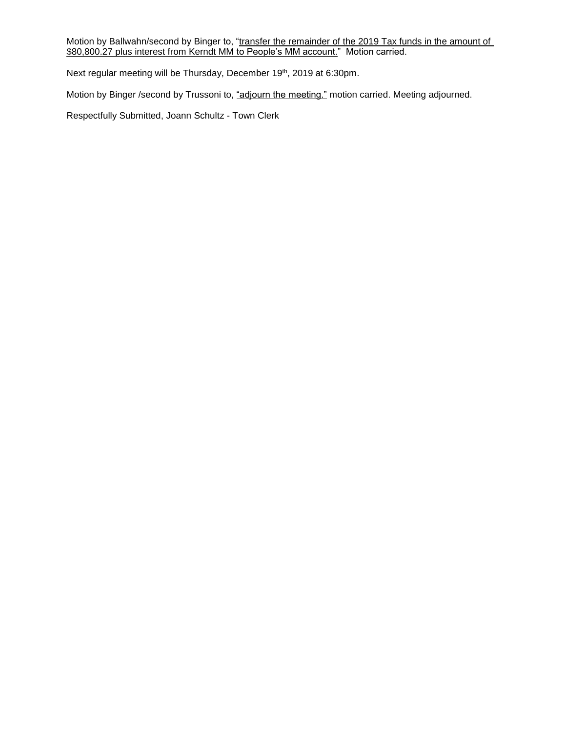Motion by Ballwahn/second by Binger to, "transfer the remainder of the 2019 Tax funds in the amount of $80,800.27 plus interest from Kerndt MM to People's MM account." Motion carried.

Next regular meeting will be Thursday, December 19th, 2019 at 6:30pm.

Motion by Binger /second by Trussoni to, "adjourn the meeting." motion carried. Meeting adjourned.

Respectfully Submitted, Joann Schultz - Town Clerk